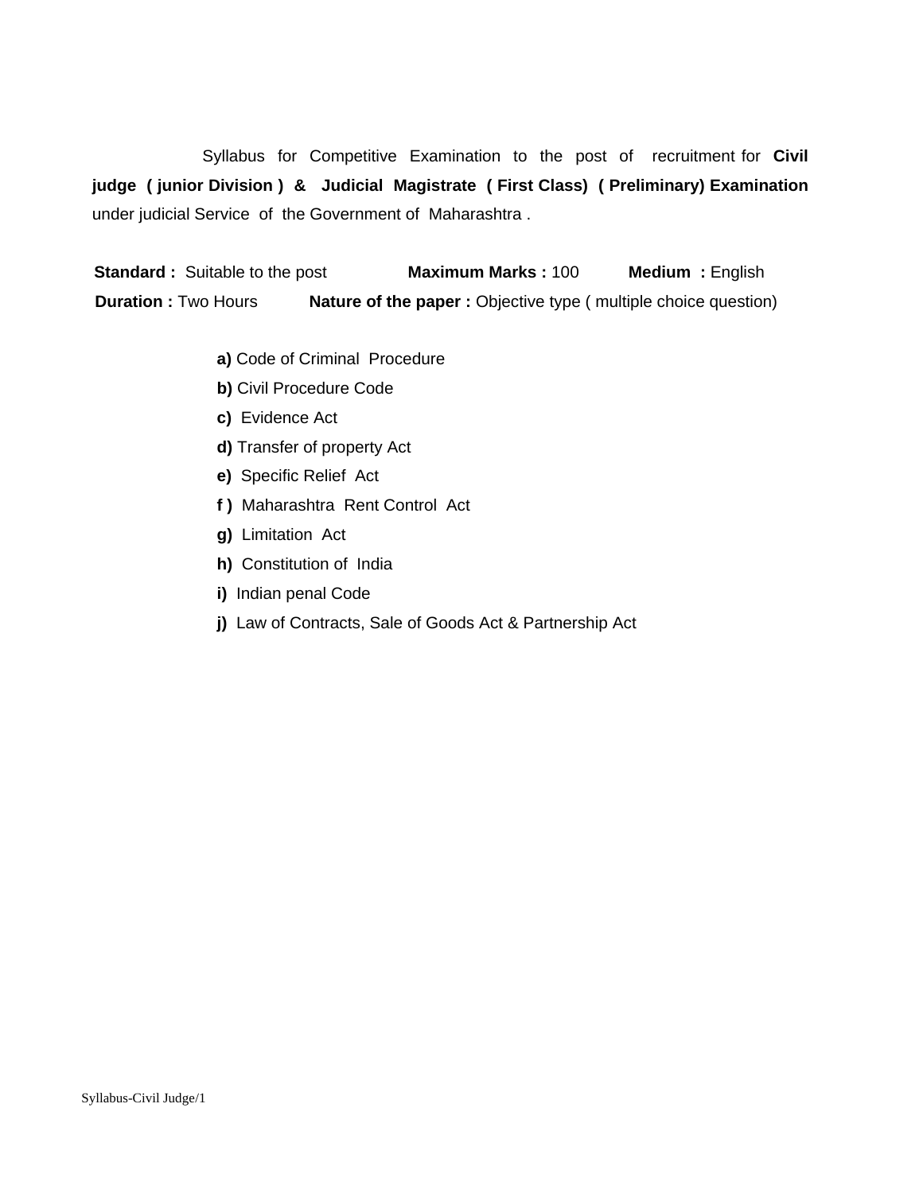Syllabus for Competitive Examination to the post of recruitment for **Civil judge ( junior Division ) & Judicial Magistrate ( First Class) ( Preliminary) Examination** under judicial Service of the Government of Maharashtra .

**Standard :** Suitable to the post **Maximum Marks :** 100 **Medium :** English
**Duration :** Two Hours **Nature of the paper :** Objective type ( multiple choice question)

**a)** Code of Criminal Procedure
**b)** Civil Procedure Code
**c)** Evidence Act
**d)** Transfer of property Act
**e)** Specific Relief Act
**f )** Maharashtra Rent Control Act
**g)** Limitation Act
**h)** Constitution of India
**i)** Indian penal Code
**j)** Law of Contracts, Sale of Goods Act & Partnership Act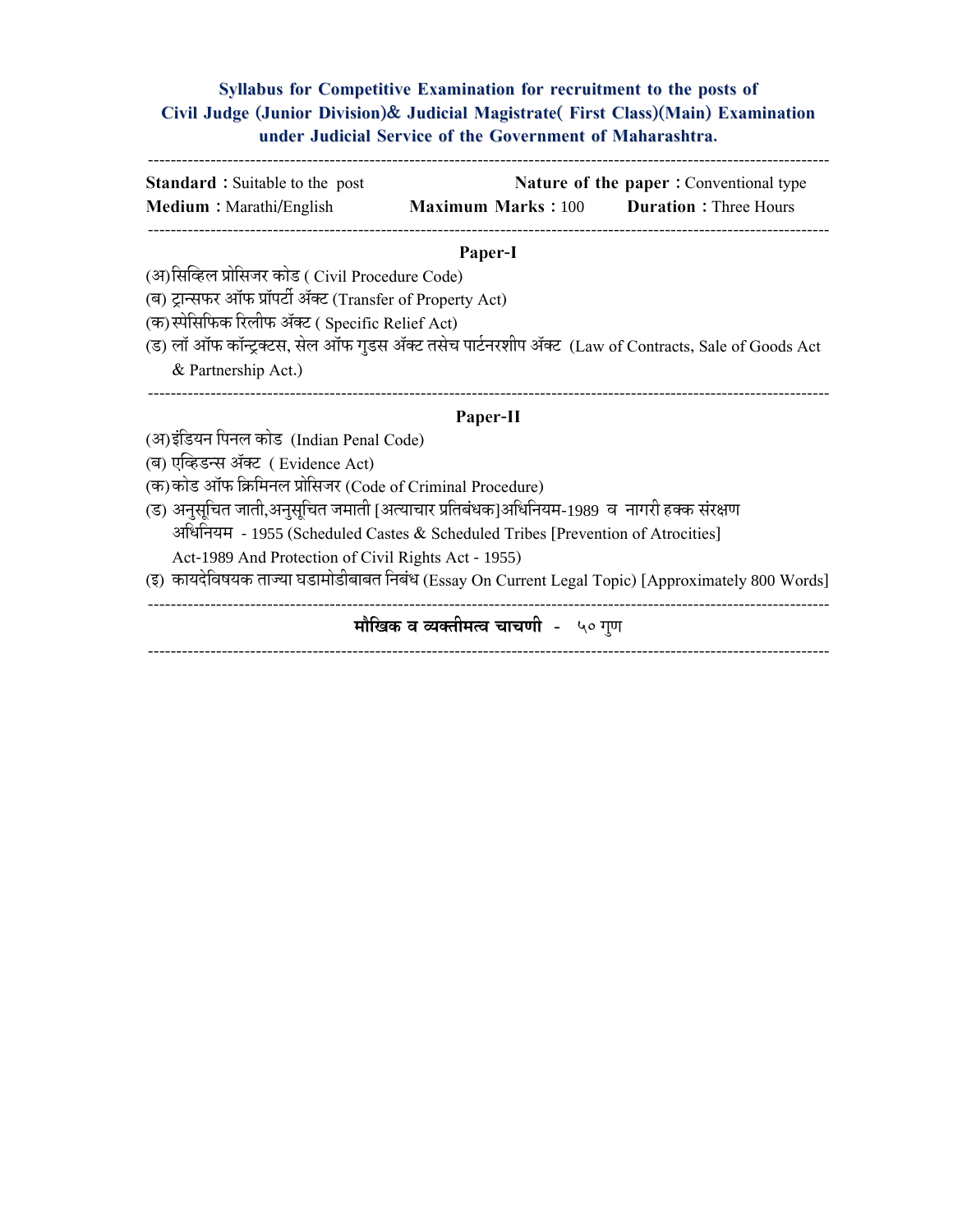## Syllabus for Competitive Examination for recruitment to the posts of Civil Judge (Junior Division)& Judicial Magistrate( First Class)(Main) Examination under Judicial Service of the Government of Maharashtra.

---

**Standard :** Suitable to the post **Nature of the paper :** Conventional type

**Medium :** Marathi/English **Maximum Marks :** 100 **Duration :** Three Hours

---

### Paper-I

(अ) सिव्हिल प्रोसिजर कोड ( Civil Procedure Code)

(ब) ट्रान्सफर ऑफ प्रॉपर्टी ॲक्ट (Transfer of Property Act)

(क) स्पेसिफिक रिलीफ ॲक्ट ( Specific Relief Act)

(ड) लॉ ऑफ कॉन्ट्रक्टस, सेल ऑफ गुडस ॲक्ट तसेच पार्टनरशीप ॲक्ट (Law of Contracts, Sale of Goods Act & Partnership Act.)

---

### Paper-II

(अ) इंडियन पिनल कोड (Indian Penal Code)

(ब) एव्हिडन्स ॲक्ट ( Evidence Act)

(क) कोड ऑफ क्रिमिनल प्रोसिजर (Code of Criminal Procedure)

(ड) अनुसूचित जाती,अनुसूचित जमाती [अत्याचार प्रतिबंधक]अधिनियम-1989 व नागरी हक्क संरक्षण अधिनियम - 1955 (Scheduled Castes & Scheduled Tribes [Prevention of Atrocities] Act-1989 And Protection of Civil Rights Act - 1955)

(इ) कायदेविषयक ताज्या घडामोडीबाबत निबंध (Essay On Current Legal Topic) [Approximately 800 Words]

---

**मौखिक व व्यक्तीमत्व चाचणी** - ५० गुण

---